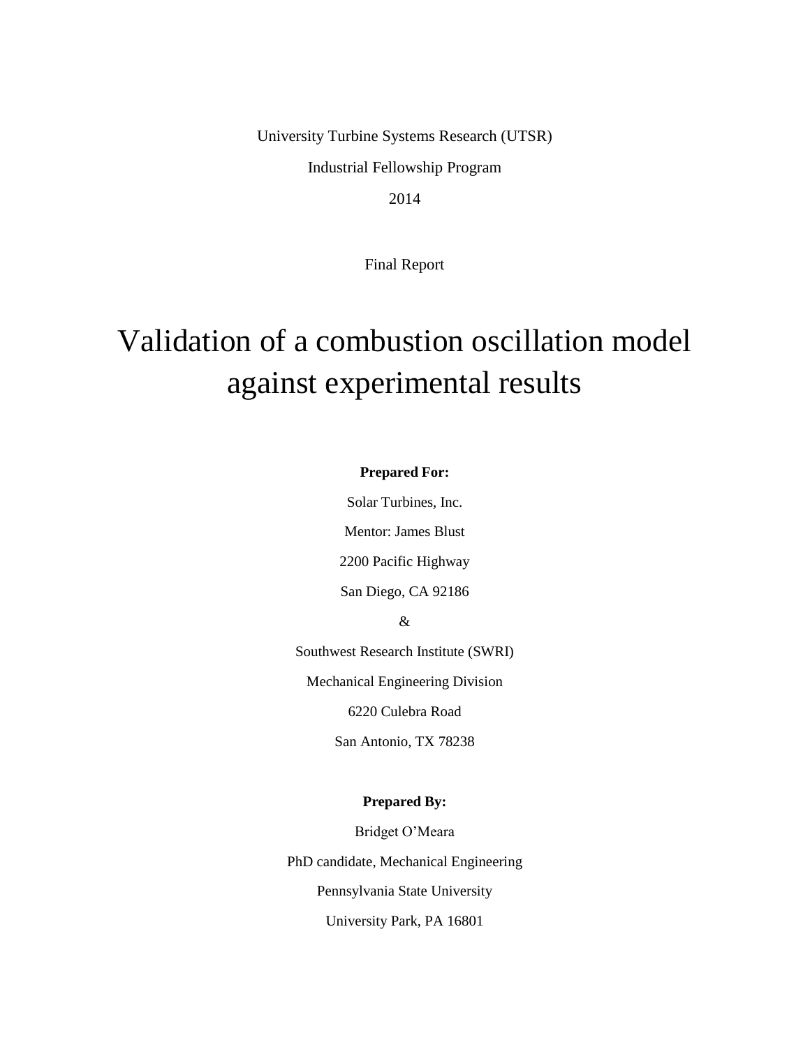University Turbine Systems Research (UTSR)

Industrial Fellowship Program

2014

Final Report

# Validation of a combustion oscillation model against experimental results

**Prepared For:**

Solar Turbines, Inc.

Mentor: James Blust

2200 Pacific Highway

San Diego, CA 92186

&

Southwest Research Institute (SWRI)

Mechanical Engineering Division

6220 Culebra Road

San Antonio, TX 78238

**Prepared By:**

Bridget O'Meara

PhD candidate, Mechanical Engineering

Pennsylvania State University

University Park, PA 16801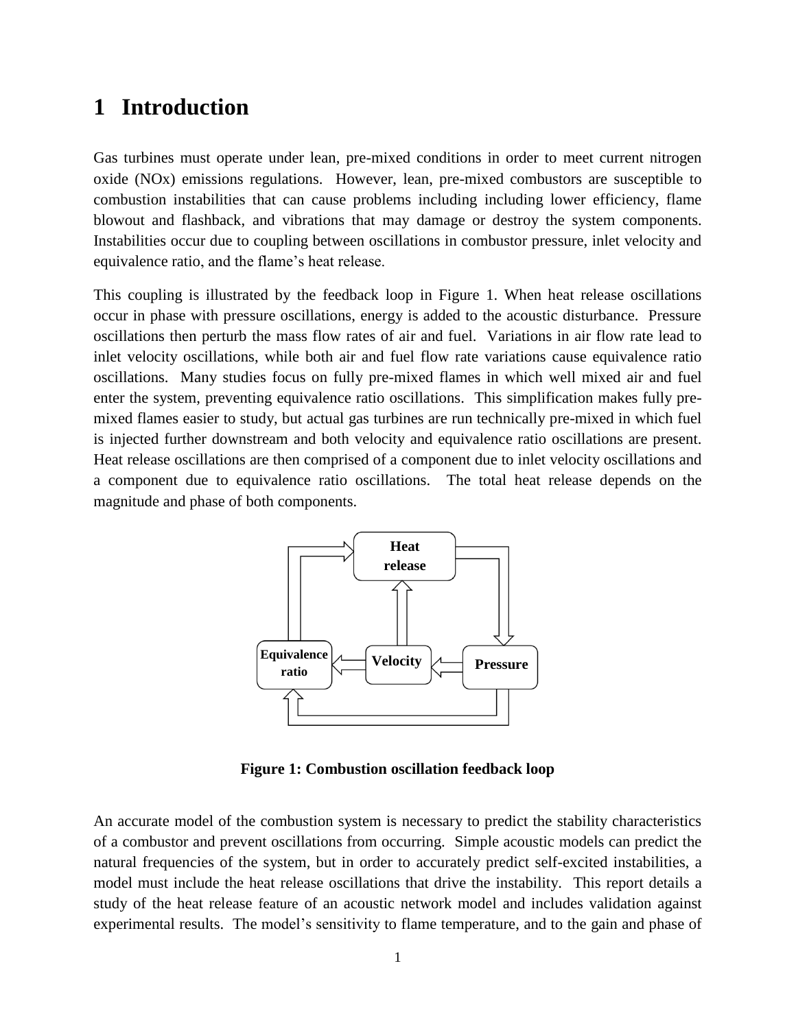# 1 Introduction

Gas turbines must operate under lean, pre-mixed conditions in order to meet current nitrogen oxide (NOx) emissions regulations. However, lean, pre-mixed combustors are susceptible to combustion instabilities that can cause problems including including lower efficiency, flame blowout and flashback, and vibrations that may damage or destroy the system components. Instabilities occur due to coupling between oscillations in combustor pressure, inlet velocity and equivalence ratio, and the flame's heat release.

This coupling is illustrated by the feedback loop in Figure 1. When heat release oscillations occur in phase with pressure oscillations, energy is added to the acoustic disturbance. Pressure oscillations then perturb the mass flow rates of air and fuel. Variations in air flow rate lead to inlet velocity oscillations, while both air and fuel flow rate variations cause equivalence ratio oscillations. Many studies focus on fully pre-mixed flames in which well mixed air and fuel enter the system, preventing equivalence ratio oscillations. This simplification makes fully pre-mixed flames easier to study, but actual gas turbines are run technically pre-mixed in which fuel is injected further downstream and both velocity and equivalence ratio oscillations are present. Heat release oscillations are then comprised of a component due to inlet velocity oscillations and a component due to equivalence ratio oscillations. The total heat release depends on the magnitude and phase of both components.

**Figure 1: Combustion oscillation feedback loop**

An accurate model of the combustion system is necessary to predict the stability characteristics of a combustor and prevent oscillations from occurring. Simple acoustic models can predict the natural frequencies of the system, but in order to accurately predict self-excited instabilities, a model must include the heat release oscillations that drive the instability. This report details a study of the heat release feature of an acoustic network model and includes validation against experimental results. The model's sensitivity to flame temperature, and to the gain and phase of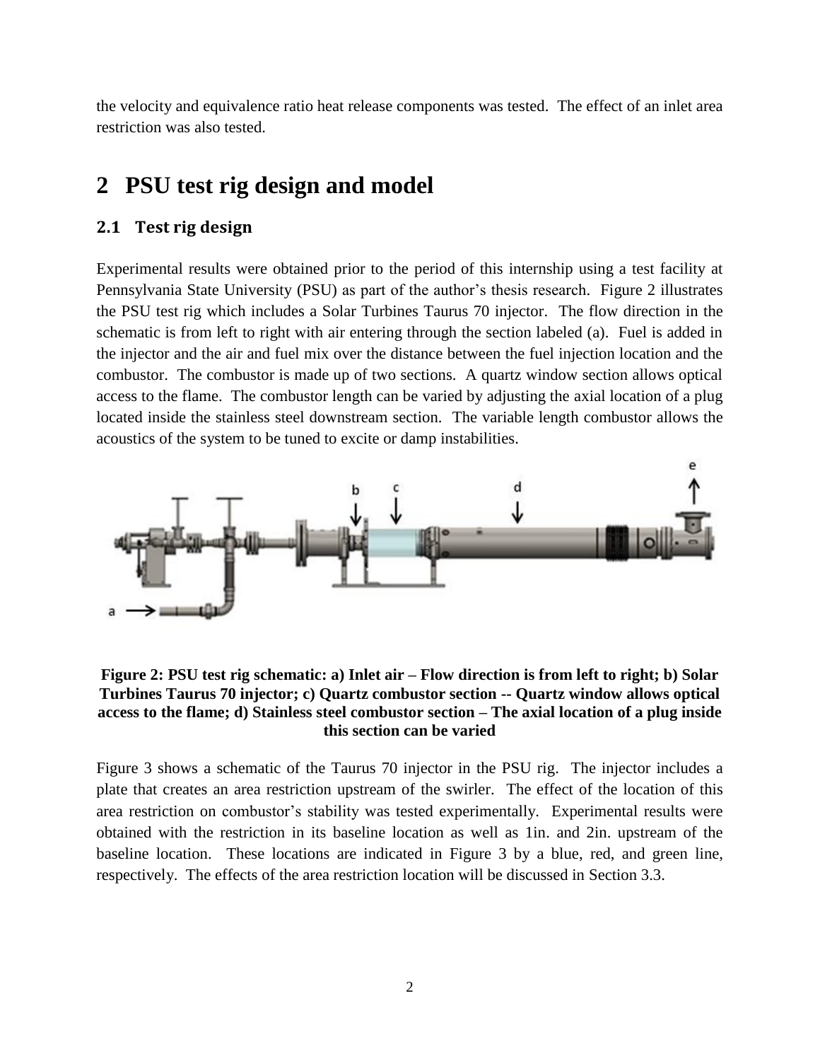the velocity and equivalence ratio heat release components was tested. The effect of an inlet area restriction was also tested.

# 2 PSU test rig design and model

## 2.1 Test rig design

Experimental results were obtained prior to the period of this internship using a test facility at Pennsylvania State University (PSU) as part of the author's thesis research. Figure 2 illustrates the PSU test rig which includes a Solar Turbines Taurus 70 injector. The flow direction in the schematic is from left to right with air entering through the section labeled (a). Fuel is added in the injector and the air and fuel mix over the distance between the fuel injection location and the combustor. The combustor is made up of two sections. A quartz window section allows optical access to the flame. The combustor length can be varied by adjusting the axial location of a plug located inside the stainless steel downstream section. The variable length combustor allows the acoustics of the system to be tuned to excite or damp instabilities.

**Figure 2: PSU test rig schematic: a) Inlet air – Flow direction is from left to right; b) Solar Turbines Taurus 70 injector; c) Quartz combustor section -- Quartz window allows optical access to the flame; d) Stainless steel combustor section – The axial location of a plug inside this section can be varied**

Figure 3 shows a schematic of the Taurus 70 injector in the PSU rig. The injector includes a plate that creates an area restriction upstream of the swirler. The effect of the location of this area restriction on combustor's stability was tested experimentally. Experimental results were obtained with the restriction in its baseline location as well as 1in. and 2in. upstream of the baseline location. These locations are indicated in Figure 3 by a blue, red, and green line, respectively. The effects of the area restriction location will be discussed in Section 3.3.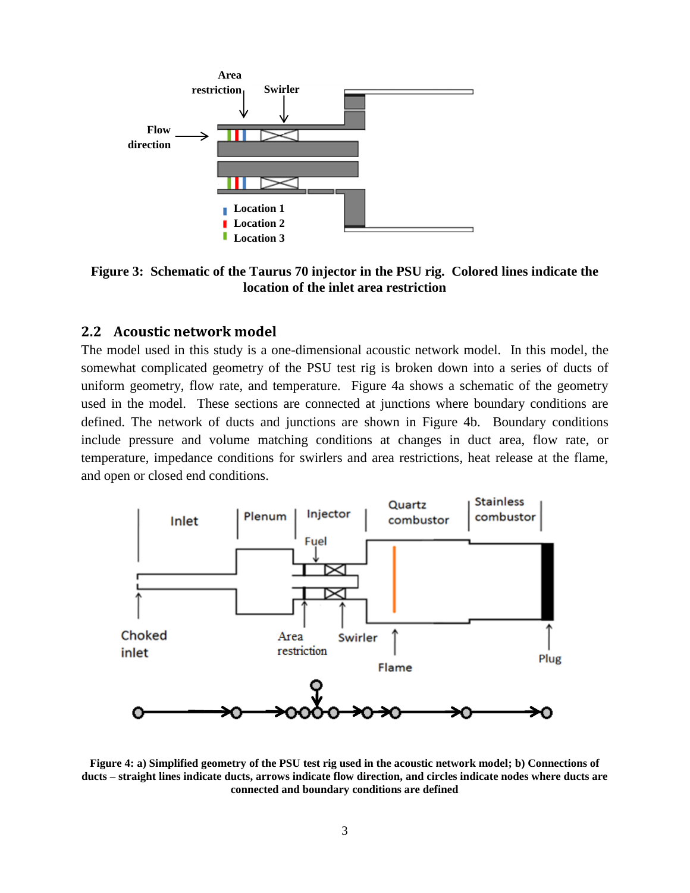Figure 3: Schematic of the Taurus 70 injector in the PSU rig. Colored lines indicate the location of the inlet area restriction

## 2.2 Acoustic network model

The model used in this study is a one-dimensional acoustic network model. In this model, the somewhat complicated geometry of the PSU test rig is broken down into a series of ducts of uniform geometry, flow rate, and temperature. Figure 4a shows a schematic of the geometry used in the model. These sections are connected at junctions where boundary conditions are defined. The network of ducts and junctions are shown in Figure 4b. Boundary conditions include pressure and volume matching conditions at changes in duct area, flow rate, or temperature, impedance conditions for swirlers and area restrictions, heat release at the flame, and open or closed end conditions.

Figure 4: a) Simplified geometry of the PSU test rig used in the acoustic network model; b) Connections of ducts – straight lines indicate ducts, arrows indicate flow direction, and circles indicate nodes where ducts are connected and boundary conditions are defined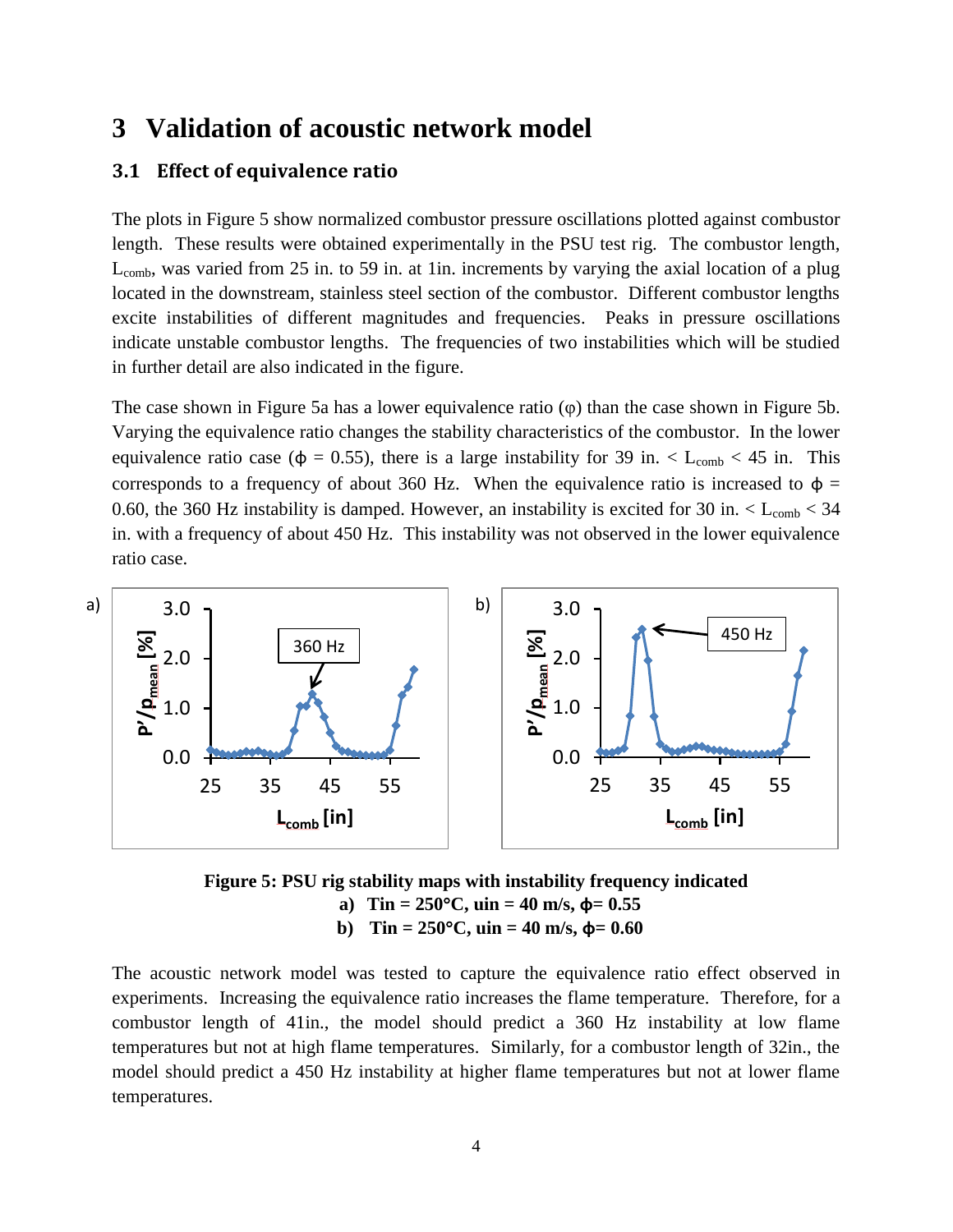# 3 Validation of acoustic network model

## 3.1 Effect of equivalence ratio

The plots in Figure 5 show normalized combustor pressure oscillations plotted against combustor length. These results were obtained experimentally in the PSU test rig. The combustor length, $L_{comb}$, was varied from 25 in. to 59 in. at 1in. increments by varying the axial location of a plug located in the downstream, stainless steel section of the combustor. Different combustor lengths excite instabilities of different magnitudes and frequencies. Peaks in pressure oscillations indicate unstable combustor lengths. The frequencies of two instabilities which will be studied in further detail are also indicated in the figure.

The case shown in Figure 5a has a lower equivalence ratio ($\varphi$) than the case shown in Figure 5b. Varying the equivalence ratio changes the stability characteristics of the combustor. In the lower equivalence ratio case ($\phi$ = 0.55), there is a large instability for 39 in. < $L_{comb}$ < 45 in. This corresponds to a frequency of about 360 Hz. When the equivalence ratio is increased to $\phi$ = 0.60, the 360 Hz instability is damped. However, an instability is excited for 30 in. < $L_{comb}$ < 34 in. with a frequency of about 450 Hz. This instability was not observed in the lower equivalence ratio case.

**Figure 5: PSU rig stability maps with instability frequency indicated**
**a) Tin = 250°C, uin = 40 m/s, $\phi$= 0.55**
**b) Tin = 250°C, uin = 40 m/s, $\phi$= 0.60**

The acoustic network model was tested to capture the equivalence ratio effect observed in experiments. Increasing the equivalence ratio increases the flame temperature. Therefore, for a combustor length of 41in., the model should predict a 360 Hz instability at low flame temperatures but not at high flame temperatures. Similarly, for a combustor length of 32in., the model should predict a 450 Hz instability at higher flame temperatures but not at lower flame temperatures.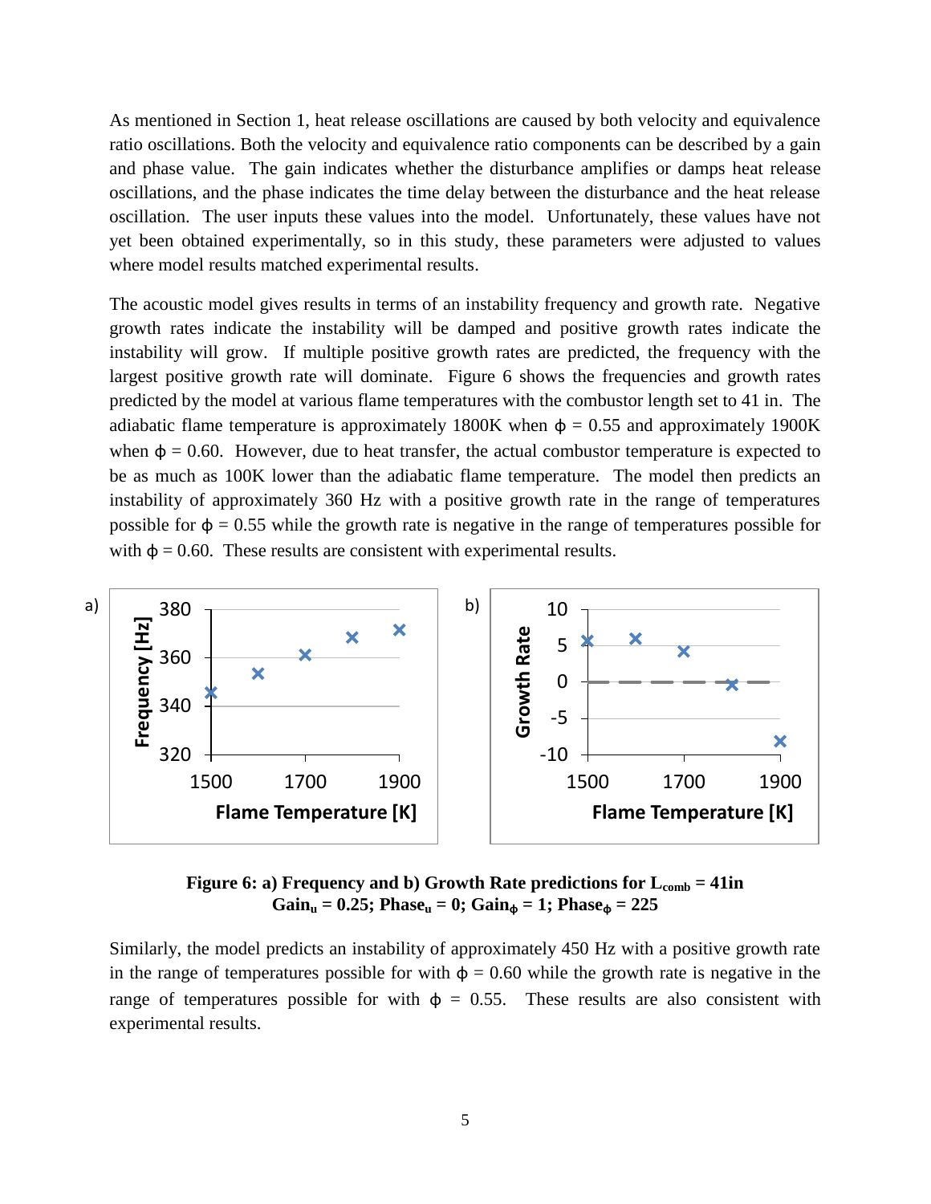As mentioned in Section 1, heat release oscillations are caused by both velocity and equivalence ratio oscillations. Both the velocity and equivalence ratio components can be described by a gain and phase value. The gain indicates whether the disturbance amplifies or damps heat release oscillations, and the phase indicates the time delay between the disturbance and the heat release oscillation. The user inputs these values into the model. Unfortunately, these values have not yet been obtained experimentally, so in this study, these parameters were adjusted to values where model results matched experimental results.

The acoustic model gives results in terms of an instability frequency and growth rate. Negative growth rates indicate the instability will be damped and positive growth rates indicate the instability will grow. If multiple positive growth rates are predicted, the frequency with the largest positive growth rate will dominate. Figure 6 shows the frequencies and growth rates predicted by the model at various flame temperatures with the combustor length set to 41 in. The adiabatic flame temperature is approximately 1800K when $\phi = 0.55$ and approximately 1900K when $\phi = 0.60$. However, due to heat transfer, the actual combustor temperature is expected to be as much as 100K lower than the adiabatic flame temperature. The model then predicts an instability of approximately 360 Hz with a positive growth rate in the range of temperatures possible for $\phi = 0.55$ while the growth rate is negative in the range of temperatures possible for with $\phi = 0.60$. These results are consistent with experimental results.

**Figure 6: a) Frequency and b) Growth Rate predictions for $L_{comb}$ = 41in**
**$Gain_u$ = 0.25; $Phase_u$ = 0; $Gain_\phi$ = 1; $Phase_\phi$ = 225**

Similarly, the model predicts an instability of approximately 450 Hz with a positive growth rate in the range of temperatures possible for with $\phi = 0.60$ while the growth rate is negative in the range of temperatures possible for with $\phi = 0.55$. These results are also consistent with experimental results.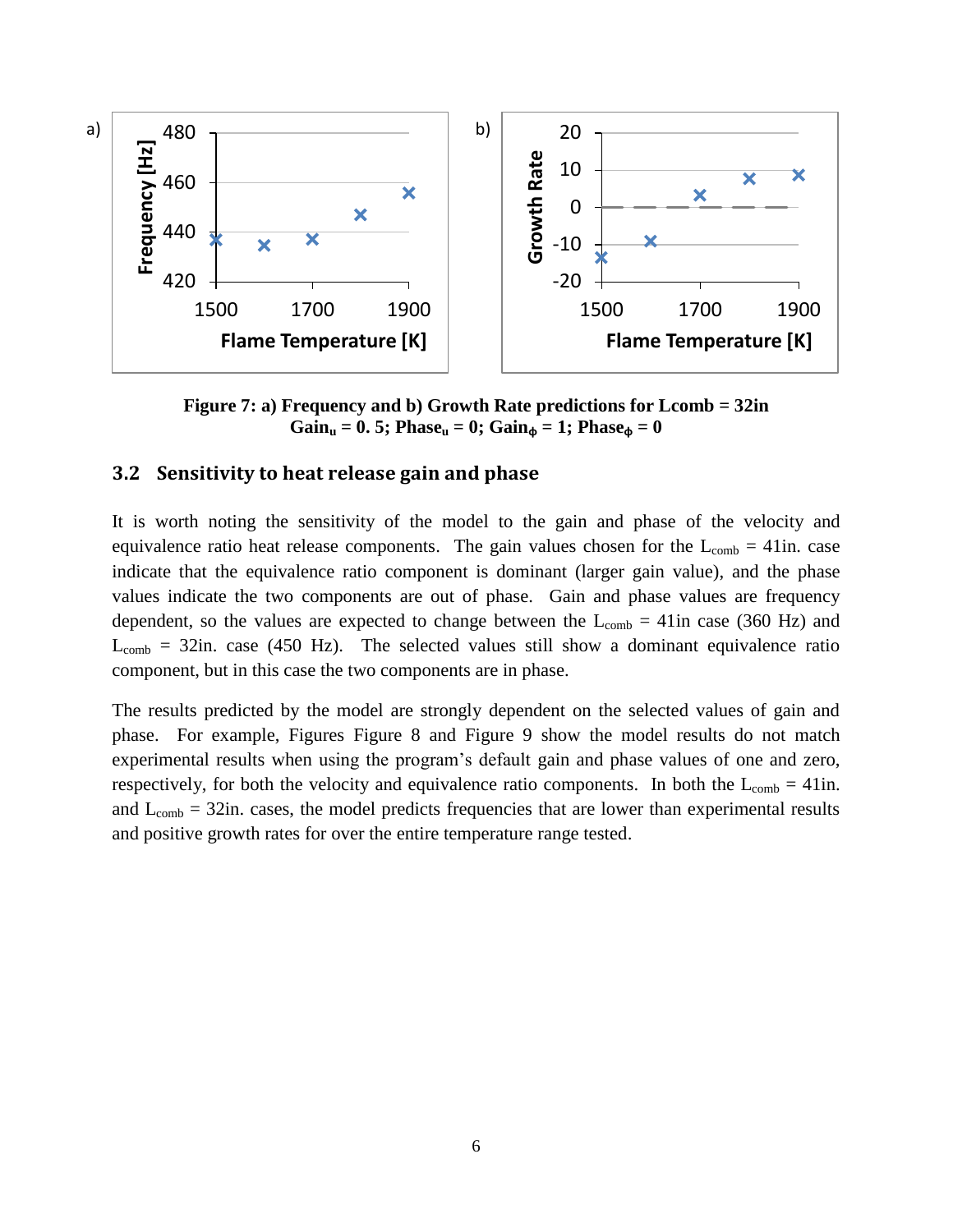Figure 7: a) Frequency and b) Growth Rate predictions for Lcomb = 32in
$\text{Gain}_u$ = 0. 5; $\text{Phase}_u$ = 0; $\text{Gain}_\phi$ = 1; $\text{Phase}_\phi$ = 0

### 3.2 Sensitivity to heat release gain and phase

It is worth noting the sensitivity of the model to the gain and phase of the velocity and equivalence ratio heat release components. The gain values chosen for the $L_{comb}$ = 41in. case indicate that the equivalence ratio component is dominant (larger gain value), and the phase values indicate the two components are out of phase. Gain and phase values are frequency dependent, so the values are expected to change between the $L_{comb}$ = 41in case (360 Hz) and $L_{comb}$ = 32in. case (450 Hz). The selected values still show a dominant equivalence ratio component, but in this case the two components are in phase.

The results predicted by the model are strongly dependent on the selected values of gain and phase. For example, Figures Figure 8 and Figure 9 show the model results do not match experimental results when using the program's default gain and phase values of one and zero, respectively, for both the velocity and equivalence ratio components. In both the $L_{comb}$ = 41in. and $L_{comb}$ = 32in. cases, the model predicts frequencies that are lower than experimental results and positive growth rates for over the entire temperature range tested.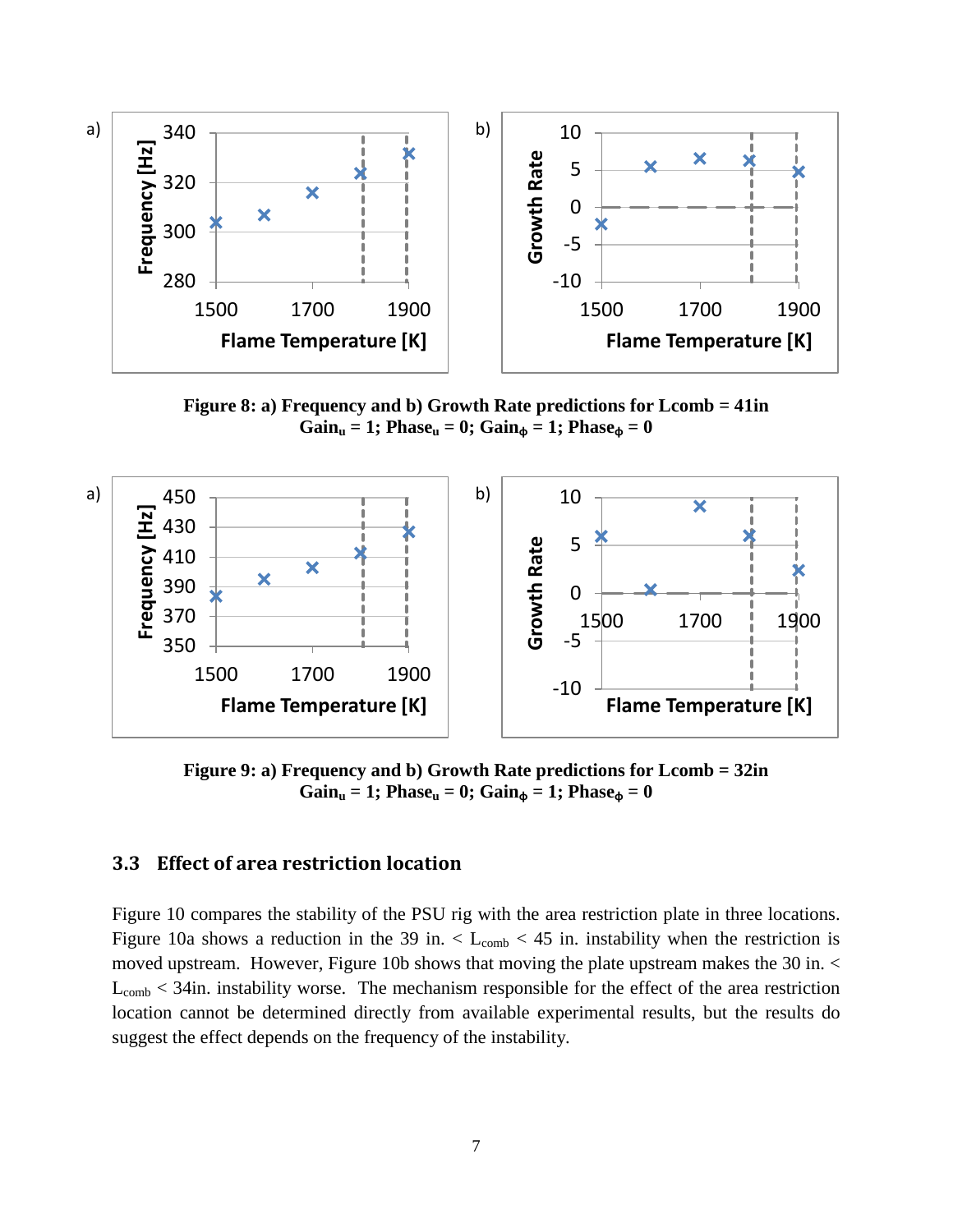Figure 8: a) Frequency and b) Growth Rate predictions for Lcomb = 41in
$\text{Gain}_u = 1$; $\text{Phase}_u = 0$; $\text{Gain}_\phi = 1$; $\text{Phase}_\phi = 0$

Figure 9: a) Frequency and b) Growth Rate predictions for Lcomb = 32in
$\text{Gain}_u = 1$; $\text{Phase}_u = 0$; $\text{Gain}_\phi = 1$; $\text{Phase}_\phi = 0$

### 3.3 Effect of area restriction location

Figure 10 compares the stability of the PSU rig with the area restriction plate in three locations. Figure 10a shows a reduction in the 39 in. < $L_{comb}$ < 45 in. instability when the restriction is moved upstream. However, Figure 10b shows that moving the plate upstream makes the 30 in. < $L_{comb}$ < 34in. instability worse. The mechanism responsible for the effect of the area restriction location cannot be determined directly from available experimental results, but the results do suggest the effect depends on the frequency of the instability.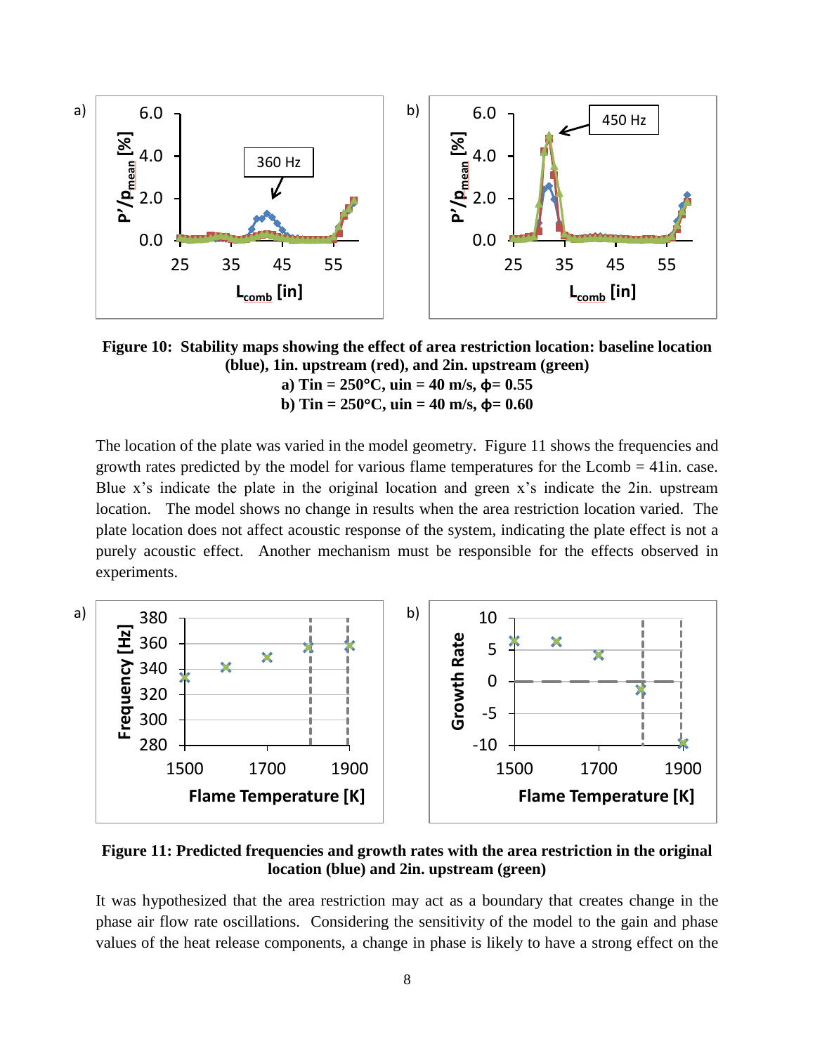**Figure 10: Stability maps showing the effect of area restriction location: baseline location (blue), 1in. upstream (red), and 2in. upstream (green)**
**a) Tin = 250°C, uin = 40 m/s, ϕ= 0.55**
**b) Tin = 250°C, uin = 40 m/s, ϕ= 0.60**

The location of the plate was varied in the model geometry. Figure 11 shows the frequencies and growth rates predicted by the model for various flame temperatures for the Lcomb = 41in. case. Blue x's indicate the plate in the original location and green x's indicate the 2in. upstream location. The model shows no change in results when the area restriction location varied. The plate location does not affect acoustic response of the system, indicating the plate effect is not a purely acoustic effect. Another mechanism must be responsible for the effects observed in experiments.

**Figure 11: Predicted frequencies and growth rates with the area restriction in the original location (blue) and 2in. upstream (green)**

It was hypothesized that the area restriction may act as a boundary that creates change in the phase air flow rate oscillations. Considering the sensitivity of the model to the gain and phase values of the heat release components, a change in phase is likely to have a strong effect on the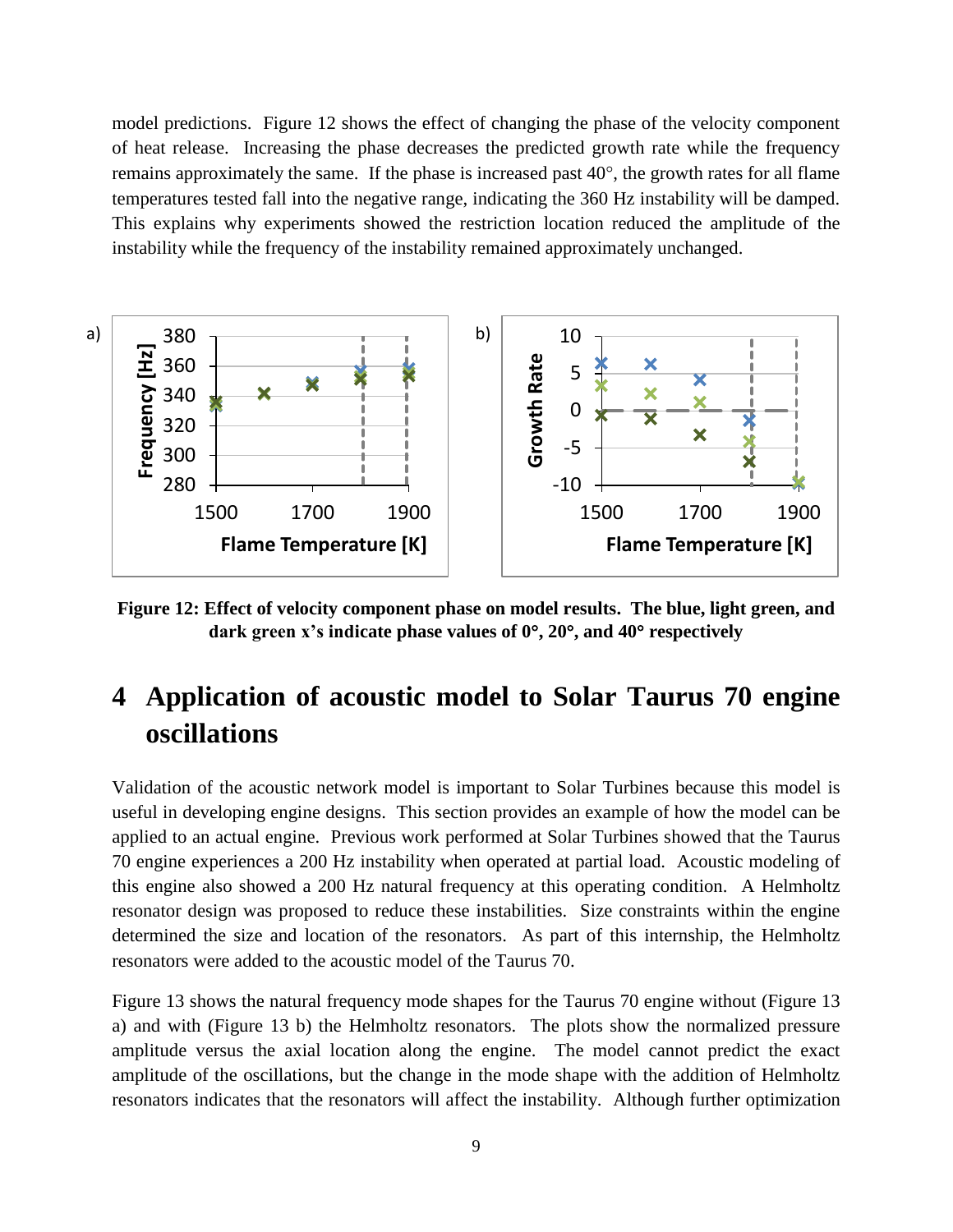model predictions. Figure 12 shows the effect of changing the phase of the velocity component of heat release. Increasing the phase decreases the predicted growth rate while the frequency remains approximately the same. If the phase is increased past 40°, the growth rates for all flame temperatures tested fall into the negative range, indicating the 360 Hz instability will be damped. This explains why experiments showed the restriction location reduced the amplitude of the instability while the frequency of the instability remained approximately unchanged.

**Figure 12: Effect of velocity component phase on model results. The blue, light green, and dark green x's indicate phase values of 0°, 20°, and 40° respectively**

# 4 Application of acoustic model to Solar Taurus 70 engine oscillations

Validation of the acoustic network model is important to Solar Turbines because this model is useful in developing engine designs. This section provides an example of how the model can be applied to an actual engine. Previous work performed at Solar Turbines showed that the Taurus 70 engine experiences a 200 Hz instability when operated at partial load. Acoustic modeling of this engine also showed a 200 Hz natural frequency at this operating condition. A Helmholtz resonator design was proposed to reduce these instabilities. Size constraints within the engine determined the size and location of the resonators. As part of this internship, the Helmholtz resonators were added to the acoustic model of the Taurus 70.

Figure 13 shows the natural frequency mode shapes for the Taurus 70 engine without (Figure 13 a) and with (Figure 13 b) the Helmholtz resonators. The plots show the normalized pressure amplitude versus the axial location along the engine. The model cannot predict the exact amplitude of the oscillations, but the change in the mode shape with the addition of Helmholtz resonators indicates that the resonators will affect the instability. Although further optimization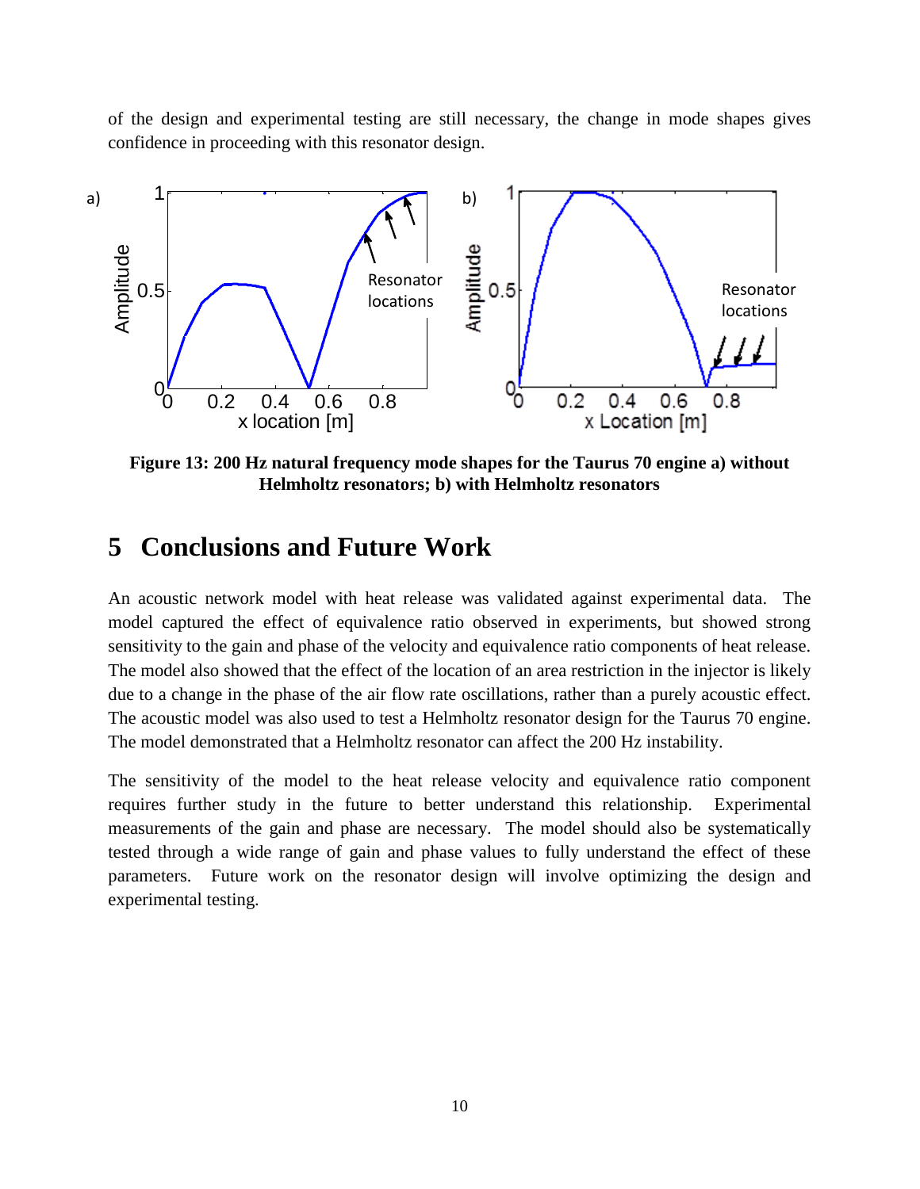of the design and experimental testing are still necessary, the change in mode shapes gives confidence in proceeding with this resonator design.

**Figure 13: 200 Hz natural frequency mode shapes for the Taurus 70 engine a) without Helmholtz resonators; b) with Helmholtz resonators**

# 5 Conclusions and Future Work

An acoustic network model with heat release was validated against experimental data. The model captured the effect of equivalence ratio observed in experiments, but showed strong sensitivity to the gain and phase of the velocity and equivalence ratio components of heat release. The model also showed that the effect of the location of an area restriction in the injector is likely due to a change in the phase of the air flow rate oscillations, rather than a purely acoustic effect. The acoustic model was also used to test a Helmholtz resonator design for the Taurus 70 engine. The model demonstrated that a Helmholtz resonator can affect the 200 Hz instability.

The sensitivity of the model to the heat release velocity and equivalence ratio component requires further study in the future to better understand this relationship. Experimental measurements of the gain and phase are necessary. The model should also be systematically tested through a wide range of gain and phase values to fully understand the effect of these parameters. Future work on the resonator design will involve optimizing the design and experimental testing.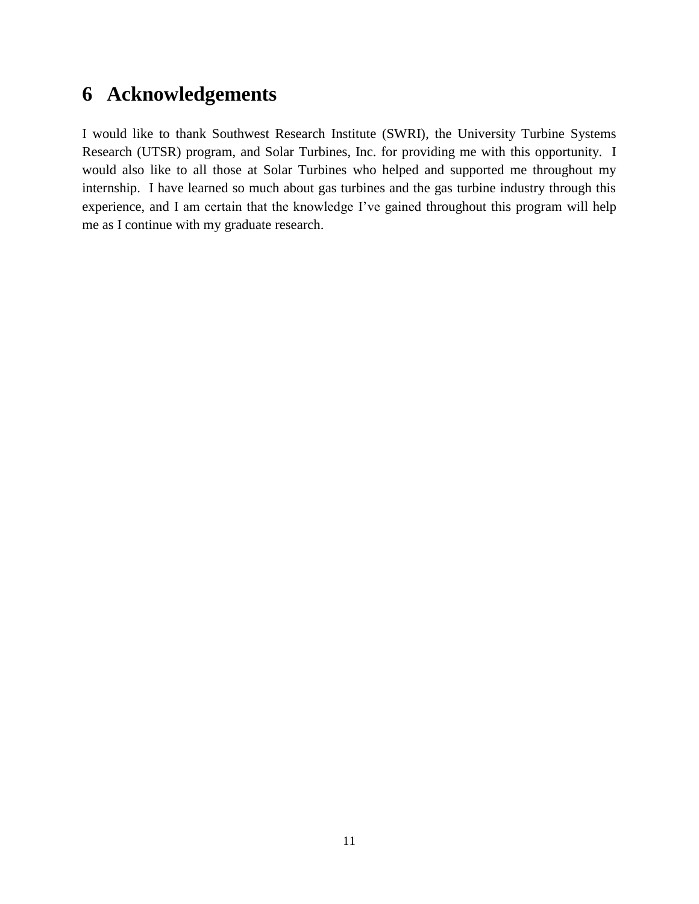# 6 Acknowledgements

I would like to thank Southwest Research Institute (SWRI), the University Turbine Systems Research (UTSR) program, and Solar Turbines, Inc. for providing me with this opportunity. I would also like to all those at Solar Turbines who helped and supported me throughout my internship. I have learned so much about gas turbines and the gas turbine industry through this experience, and I am certain that the knowledge I've gained throughout this program will help me as I continue with my graduate research.